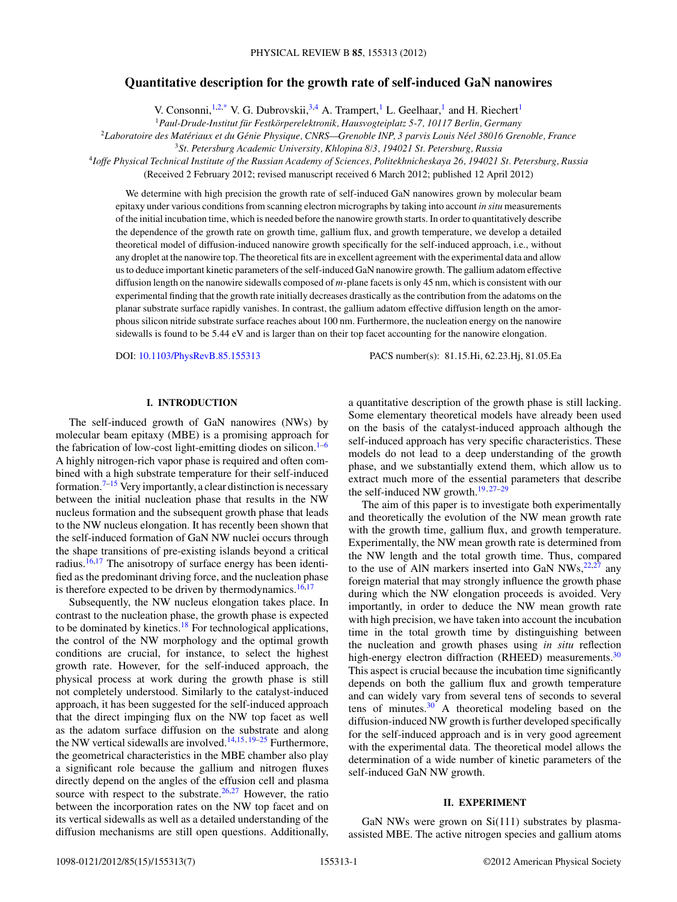# Quantitative description for the growth rate of self-induced GaN nanowires

V. Consonni,[1,2,*] V. G. Dubrovskii,[3,4] A. Trampert,[1] L. Geelhaar,[1] and H. Riechert[1]

[1]*Paul-Drude-Institut für Festkörperelektronik, Hausvogteiplatz 5-7, 10117 Berlin, Germany*

[2]*Laboratoire des Matériaux et du Génie Physique, CNRS—Grenoble INP, 3 parvis Louis Néel 38016 Grenoble, France*

[3]*St. Petersburg Academic University, Khlopina 8/3, 194021 St. Petersburg, Russia*

[4]*Ioffe Physical Technical Institute of the Russian Academy of Sciences, Politekhnicheskaya 26, 194021 St. Petersburg, Russia*

(Received 2 February 2012; revised manuscript received 6 March 2012; published 12 April 2012)

We determine with high precision the growth rate of self-induced GaN nanowires grown by molecular beam epitaxy under various conditions from scanning electron micrographs by taking into account *in situ* measurements of the initial incubation time, which is needed before the nanowire growth starts. In order to quantitatively describe the dependence of the growth rate on growth time, gallium flux, and growth temperature, we develop a detailed theoretical model of diffusion-induced nanowire growth specifically for the self-induced approach, i.e., without any droplet at the nanowire top. The theoretical fits are in excellent agreement with the experimental data and allow us to deduce important kinetic parameters of the self-induced GaN nanowire growth. The gallium adatom effective diffusion length on the nanowire sidewalls composed of *m*-plane facets is only 45 nm, which is consistent with our experimental finding that the growth rate initially decreases drastically as the contribution from the adatoms on the planar substrate surface rapidly vanishes. In contrast, the gallium adatom effective diffusion length on the amorphous silicon nitride substrate surface reaches about 100 nm. Furthermore, the nucleation energy on the nanowire sidewalls is found to be 5.44 eV and is larger than on their top facet accounting for the nanowire elongation.

DOI: 10.1103/PhysRevB.85.155313 PACS number(s): 81.15.Hi, 62.23.Hj, 81.05.Ea

## I. INTRODUCTION

The self-induced growth of GaN nanowires (NWs) by molecular beam epitaxy (MBE) is a promising approach for the fabrication of low-cost light-emitting diodes on silicon.[1–6] A highly nitrogen-rich vapor phase is required and often combined with a high substrate temperature for their self-induced formation.[7–15] Very importantly, a clear distinction is necessary between the initial nucleation phase that results in the NW nucleus formation and the subsequent growth phase that leads to the NW nucleus elongation. It has recently been shown that the self-induced formation of GaN NW nuclei occurs through the shape transitions of pre-existing islands beyond a critical radius.[16,17] The anisotropy of surface energy has been identified as the predominant driving force, and the nucleation phase is therefore expected to be driven by thermodynamics.[16,17]

Subsequently, the NW nucleus elongation takes place. In contrast to the nucleation phase, the growth phase is expected to be dominated by kinetics.[18] For technological applications, the control of the NW morphology and the optimal growth conditions are crucial, for instance, to select the highest growth rate. However, for the self-induced approach, the physical process at work during the growth phase is still not completely understood. Similarly to the catalyst-induced approach, it has been suggested for the self-induced approach that the direct impinging flux on the NW top facet as well as the adatom surface diffusion on the substrate and along the NW vertical sidewalls are involved.[14,15,19–25] Furthermore, the geometrical characteristics in the MBE chamber also play a significant role because the gallium and nitrogen fluxes directly depend on the angles of the effusion cell and plasma source with respect to the substrate.[26,27] However, the ratio between the incorporation rates on the NW top facet and on its vertical sidewalls as well as a detailed understanding of the diffusion mechanisms are still open questions. Additionally, a quantitative description of the growth phase is still lacking. Some elementary theoretical models have already been used on the basis of the catalyst-induced approach although the self-induced approach has very specific characteristics. These models do not lead to a deep understanding of the growth phase, and we substantially extend them, which allow us to extract much more of the essential parameters that describe the self-induced NW growth.[19,27–29]

The aim of this paper is to investigate both experimentally and theoretically the evolution of the NW mean growth rate with the growth time, gallium flux, and growth temperature. Experimentally, the NW mean growth rate is determined from the NW length and the total growth time. Thus, compared to the use of AlN markers inserted into GaN NWs,[22,27] any foreign material that may strongly influence the growth phase during which the NW elongation proceeds is avoided. Very importantly, in order to deduce the NW mean growth rate with high precision, we have taken into account the incubation time in the total growth time by distinguishing between the nucleation and growth phases using *in situ* reflection high-energy electron diffraction (RHEED) measurements.[30] This aspect is crucial because the incubation time significantly depends on both the gallium flux and growth temperature and can widely vary from several tens of seconds to several tens of minutes.[30] A theoretical modeling based on the diffusion-induced NW growth is further developed specifically for the self-induced approach and is in very good agreement with the experimental data. The theoretical model allows the determination of a wide number of kinetic parameters of the self-induced GaN NW growth.

## II. EXPERIMENT

GaN NWs were grown on Si(111) substrates by plasma-assisted MBE. The active nitrogen species and gallium atoms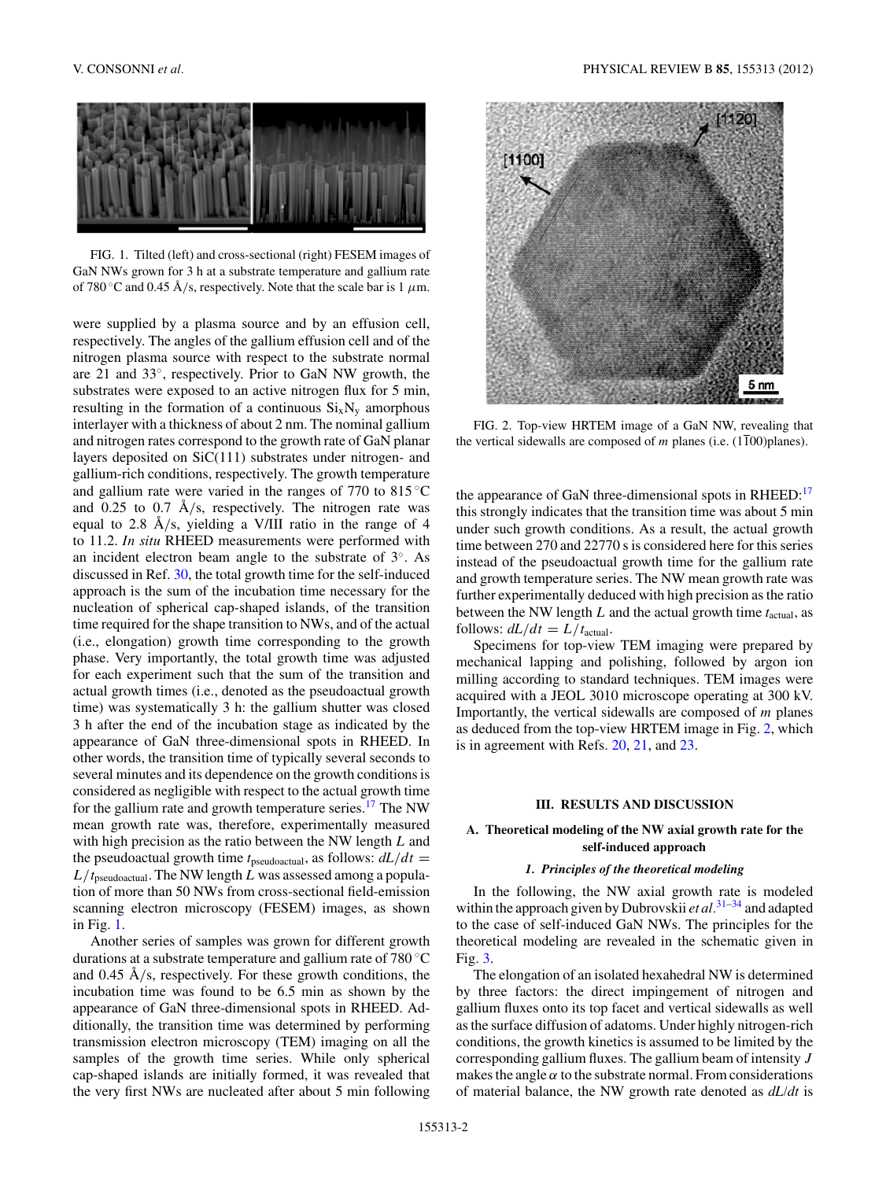FIG. 1. Tilted (left) and cross-sectional (right) FESEM images of GaN NWs grown for 3 h at a substrate temperature and gallium rate of 780 °C and 0.45 Å/s, respectively. Note that the scale bar is 1 $\mu$m.

were supplied by a plasma source and by an effusion cell, respectively. The angles of the gallium effusion cell and of the nitrogen plasma source with respect to the substrate normal are 21 and 33°, respectively. Prior to GaN NW growth, the substrates were exposed to an active nitrogen flux for 5 min, resulting in the formation of a continuous $Si_xN_y$ amorphous interlayer with a thickness of about 2 nm. The nominal gallium and nitrogen rates correspond to the growth rate of GaN planar layers deposited on SiC(111) substrates under nitrogen- and gallium-rich conditions, respectively. The growth temperature and gallium rate were varied in the ranges of 770 to 815 °C and 0.25 to 0.7 Å/s, respectively. The nitrogen rate was equal to 2.8 Å/s, yielding a V/III ratio in the range of 4 to 11.2. *In situ* RHEED measurements were performed with an incident electron beam angle to the substrate of 3°. As discussed in Ref. 30, the total growth time for the self-induced approach is the sum of the incubation time necessary for the nucleation of spherical cap-shaped islands, of the transition time required for the shape transition to NWs, and of the actual (i.e., elongation) growth time corresponding to the growth phase. Very importantly, the total growth time was adjusted for each experiment such that the sum of the transition and actual growth times (i.e., denoted as the pseudoactual growth time) was systematically 3 h: the gallium shutter was closed 3 h after the end of the incubation stage as indicated by the appearance of GaN three-dimensional spots in RHEED. In other words, the transition time of typically several seconds to several minutes and its dependence on the growth conditions is considered as negligible with respect to the actual growth time for the gallium rate and growth temperature series.[17] The NW mean growth rate was, therefore, experimentally measured with high precision as the ratio between the NW length $L$ and the pseudoactual growth time $t_{\text{pseudoactual}}$, as follows: $dL/dt = L/t_{\text{pseudoactual}}$. The NW length $L$ was assessed among a population of more than 50 NWs from cross-sectional field-emission scanning electron microscopy (FESEM) images, as shown in Fig. 1.

Another series of samples was grown for different growth durations at a substrate temperature and gallium rate of 780 °C and 0.45 Å/s, respectively. For these growth conditions, the incubation time was found to be 6.5 min as shown by the appearance of GaN three-dimensional spots in RHEED. Additionally, the transition time was determined by performing transmission electron microscopy (TEM) imaging on all the samples of the growth time series. While only spherical cap-shaped islands are initially formed, it was revealed that the very first NWs are nucleated after about 5 min following the appearance of GaN three-dimensional spots in RHEED:[17] this strongly indicates that the transition time was about 5 min under such growth conditions. As a result, the actual growth time between 270 and 22770 s is considered here for this series instead of the pseudoactual growth time for the gallium rate and growth temperature series. The NW mean growth rate was further experimentally deduced with high precision as the ratio between the NW length $L$ and the actual growth time $t_{\text{actual}}$, as follows: $dL/dt = L/t_{\text{actual}}$.

FIG. 2. Top-view HRTEM image of a GaN NW, revealing that the vertical sidewalls are composed of $m$ planes (i.e. $(1\bar{1}00)$planes).

Specimens for top-view TEM imaging were prepared by mechanical lapping and polishing, followed by argon ion milling according to standard techniques. TEM images were acquired with a JEOL 3010 microscope operating at 300 kV. Importantly, the vertical sidewalls are composed of $m$ planes as deduced from the top-view HRTEM image in Fig. 2, which is in agreement with Refs. 20, 21, and 23.

## III. RESULTS AND DISCUSSION

### A. Theoretical modeling of the NW axial growth rate for the self-induced approach

#### 1. Principles of the theoretical modeling

In the following, the NW axial growth rate is modeled within the approach given by Dubrovskii *et al.*[31–34] and adapted to the case of self-induced GaN NWs. The principles for the theoretical modeling are revealed in the schematic given in Fig. 3.

The elongation of an isolated hexahedral NW is determined by three factors: the direct impingement of nitrogen and gallium fluxes onto its top facet and vertical sidewalls as well as the surface diffusion of adatoms. Under highly nitrogen-rich conditions, the growth kinetics is assumed to be limited by the corresponding gallium fluxes. The gallium beam of intensity $J$ makes the angle $\alpha$ to the substrate normal. From considerations of material balance, the NW growth rate denoted as $dL/dt$ is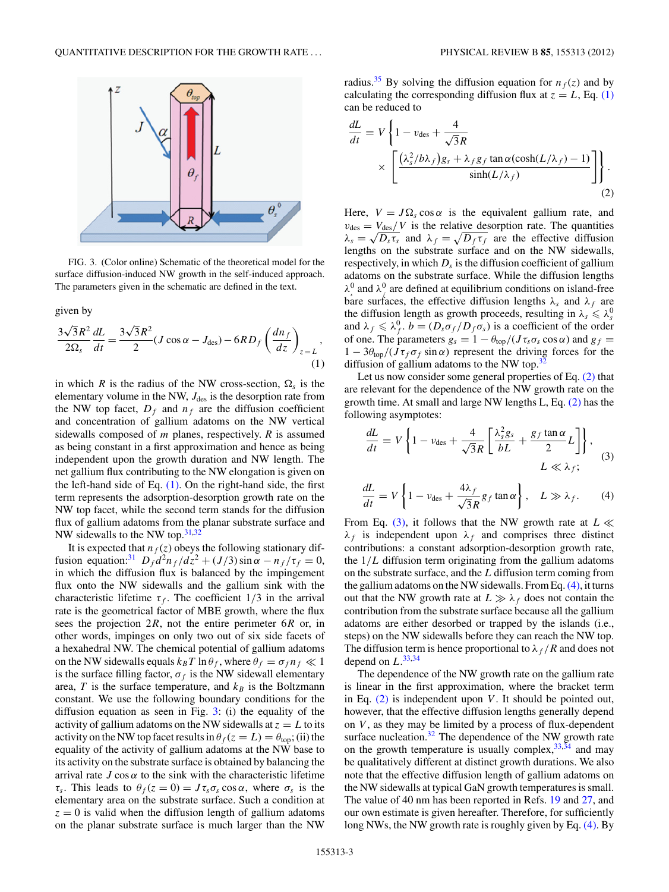FIG. 3. (Color online) Schematic of the theoretical model for the surface diffusion-induced NW growth in the self-induced approach. The parameters given in the schematic are defined in the text.

given by

$$\frac{3\sqrt{3}R^2}{2\Omega_s}\frac{dL}{dt} = \frac{3\sqrt{3}R^2}{2}(J\cos\alpha - J_{\rm des}) - 6RD_f\left(\frac{dn_f}{dz}\right)_{z=L}, \tag{1}$$

in which $R$ is the radius of the NW cross-section, $\Omega_s$ is the elementary volume in the NW, $J_{\rm des}$ is the desorption rate from the NW top facet, $D_f$ and $n_f$ are the diffusion coefficient and concentration of gallium adatoms on the NW vertical sidewalls composed of $m$ planes, respectively. $R$ is assumed as being constant in a first approximation and hence as being independent upon the growth duration and NW length. The net gallium flux contributing to the NW elongation is given on the left-hand side of Eq. (1). On the right-hand side, the first term represents the adsorption-desorption growth rate on the NW top facet, while the second term stands for the diffusion flux of gallium adatoms from the planar substrate surface and NW sidewalls to the NW top.[31,32]

It is expected that $n_f(z)$ obeys the following stationary diffusion equation:[31] $D_f d^2n_f/dz^2 + (J/3)\sin\alpha - n_f/\tau_f = 0$, in which the diffusion flux is balanced by the impingement flux onto the NW sidewalls and the gallium sink with the characteristic lifetime $\tau_f$. The coefficient 1/3 in the arrival rate is the geometrical factor of MBE growth, where the flux sees the projection $2R$, not the entire perimeter $6R$ or, in other words, impinges on only two out of six side facets of a hexahedral NW. The chemical potential of gallium adatoms on the NW sidewalls equals $k_BT\ln\theta_f$, where $\theta_f = \sigma_f n_f \ll 1$ is the surface filling factor, $\sigma_f$ is the NW sidewall elementary area, $T$ is the surface temperature, and $k_B$ is the Boltzmann constant. We use the following boundary conditions for the diffusion equation as seen in Fig. 3: (i) the equality of the activity of gallium adatoms on the NW sidewalls at $z = L$ to its activity on the NW top facet results in $\theta_f(z = L) = \theta_{\rm top}$; (ii) the equality of the activity of gallium adatoms at the NW base to its activity on the substrate surface is obtained by balancing the arrival rate $J\cos\alpha$ to the sink with the characteristic lifetime $\tau_s$. This leads to $\theta_f(z = 0) = J\tau_s\sigma_s\cos\alpha$, where $\sigma_s$ is the elementary area on the substrate surface. Such a condition at $z = 0$ is valid when the diffusion length of gallium adatoms on the planar substrate surface is much larger than the NW radius.[35] By solving the diffusion equation for $n_f(z)$ and by calculating the corresponding diffusion flux at $z = L$, Eq. (1) can be reduced to

$$\frac{dL}{dt} = V\left\{1 - v_{\rm des} + \frac{4}{\sqrt{3}R} \times \left[\frac{(\lambda_s^2/b\lambda_f)g_s + \lambda_f g_f\tan\alpha(\cosh(L/\lambda_f) - 1)}{\sinh(L/\lambda_f)}\right]\right\}. \tag{2}$$

Here, $V = J\Omega_s\cos\alpha$ is the equivalent gallium rate, and $v_{\rm des} = V_{\rm des}/V$ is the relative desorption rate. The quantities $\lambda_s = \sqrt{D_s\tau_s}$ and $\lambda_f = \sqrt{D_f\tau_f}$ are the effective diffusion lengths on the substrate surface and on the NW sidewalls, respectively, in which $D_s$ is the diffusion coefficient of gallium adatoms on the substrate surface. While the diffusion lengths $\lambda_s^0$ and $\lambda_f^0$ are defined at equilibrium conditions on island-free bare surfaces, the effective diffusion lengths $\lambda_s$ and $\lambda_f$ are the diffusion length as growth proceeds, resulting in $\lambda_s \leqslant \lambda_s^0$ and $\lambda_f \leqslant \lambda_f^0$. $b = (D_s\sigma_f/D_f\sigma_s)$ is a coefficient of the order of one. The parameters $g_s = 1 - \theta_{\rm top}/(J\tau_s\sigma_s\cos\alpha)$ and $g_f = 1 - 3\theta_{\rm top}/(J\tau_f\sigma_f\sin\alpha)$ represent the driving forces for the diffusion of gallium adatoms to the NW top.[32]

Let us now consider some general properties of Eq. (2) that are relevant for the dependence of the NW growth rate on the growth time. At small and large NW lengths L, Eq. (2) has the following asymptotes:

$$\frac{dL}{dt} = V\left\{1 - v_{\rm des} + \frac{4}{\sqrt{3}R}\left[\frac{\lambda_s^2 g_s}{bL} + \frac{g_f\tan\alpha}{2}L\right]\right\}, \quad L \ll \lambda_f; \tag{3}$$

$$\frac{dL}{dt} = V\left\{1 - v_{\rm des} + \frac{4\lambda_f}{\sqrt{3}R}g_f\tan\alpha\right\}, \quad L \gg \lambda_f. \tag{4}$$

From Eq. (3), it follows that the NW growth rate at $L \ll \lambda_f$ is independent upon $\lambda_f$ and comprises three distinct contributions: a constant adsorption-desorption growth rate, the $1/L$ diffusion term originating from the gallium adatoms on the substrate surface, and the $L$ diffusion term coming from the gallium adatoms on the NW sidewalls. From Eq. (4), it turns out that the NW growth rate at $L \gg \lambda_f$ does not contain the contribution from the substrate surface because all the gallium adatoms are either desorbed or trapped by the islands (i.e., steps) on the NW sidewalls before they can reach the NW top. The diffusion term is hence proportional to $\lambda_f/R$ and does not depend on $L$.[33,34]

The dependence of the NW growth rate on the gallium rate is linear in the first approximation, where the bracket term in Eq. (2) is independent upon $V$. It should be pointed out, however, that the effective diffusion lengths generally depend on $V$, as they may be limited by a process of flux-dependent surface nucleation.[32] The dependence of the NW growth rate on the growth temperature is usually complex,[33,34] and may be qualitatively different at distinct growth durations. We also note that the effective diffusion length of gallium adatoms on the NW sidewalls at typical GaN growth temperatures is small. The value of 40 nm has been reported in Refs. 19 and 27, and our own estimate is given hereafter. Therefore, for sufficiently long NWs, the NW growth rate is roughly given by Eq. (4). By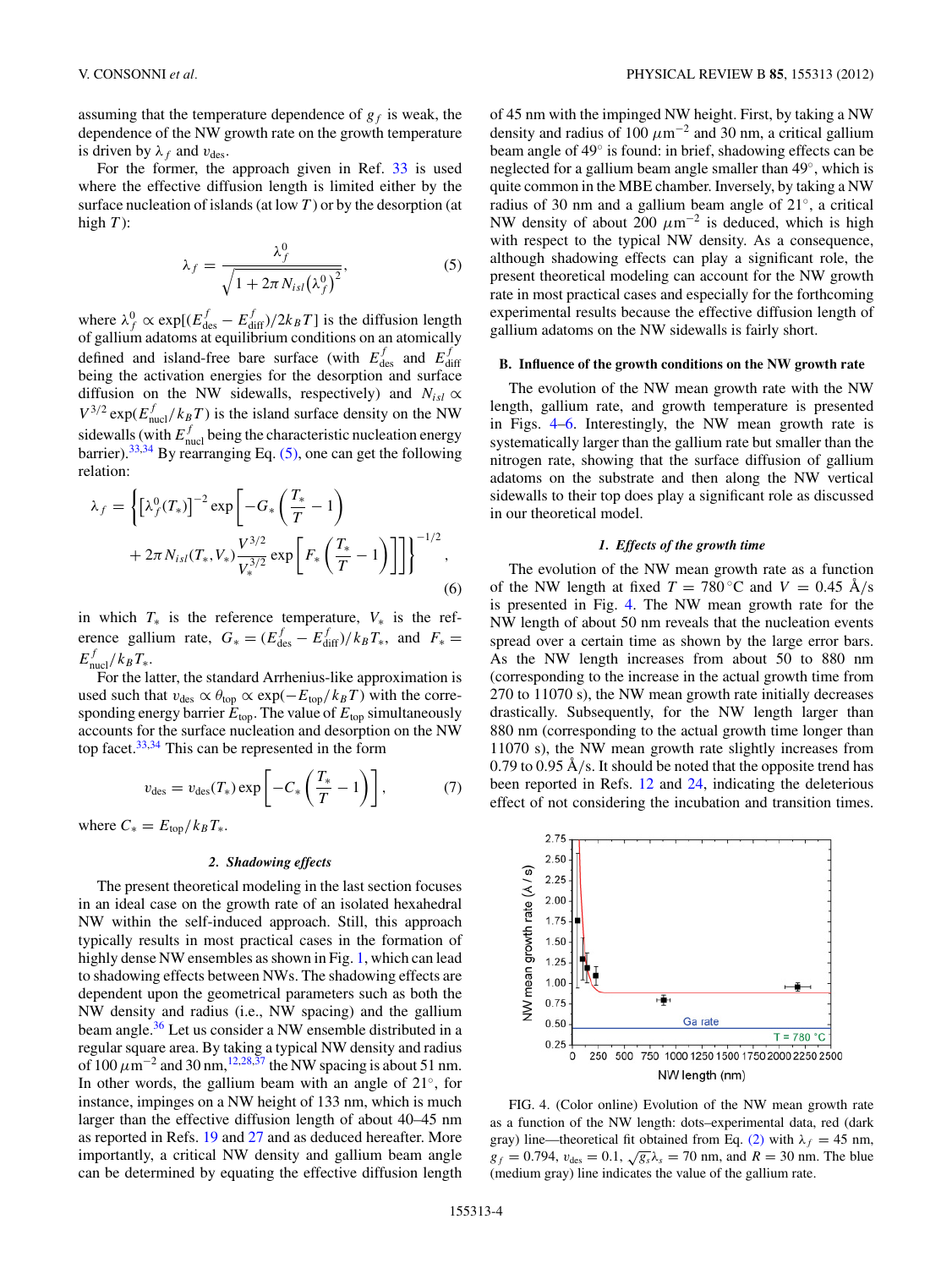assuming that the temperature dependence of $g_f$ is weak, the dependence of the NW growth rate on the growth temperature is driven by $\lambda_f$ and $v_{\rm des}$.

For the former, the approach given in Ref. 33 is used where the effective diffusion length is limited either by the surface nucleation of islands (at low $T$) or by the desorption (at high $T$):

$$\lambda_f = \frac{\lambda_f^0}{\sqrt{1+2\pi N_{isl}\left(\lambda_f^0\right)^2}}, \tag{5}$$

where $\lambda_f^0 \propto \exp[(E_{\rm des}^f - E_{\rm diff}^f)/2k_B T]$ is the diffusion length of gallium adatoms at equilibrium conditions on an atomically defined and island-free bare surface (with $E_{\rm des}^f$ and $E_{\rm diff}^f$ being the activation energies for the desorption and surface diffusion on the NW sidewalls, respectively) and $N_{isl} \propto V^{3/2}\exp(E_{\rm nucl}^f/k_B T)$ is the island surface density on the NW sidewalls (with $E_{\rm nucl}^f$ being the characteristic nucleation energy barrier).[33,34] By rearranging Eq. (5), one can get the following relation:

$$\lambda_f = \left\{\left[\lambda_f^0(T_*)\right]^{-2}\exp\left[-G_*\left(\frac{T_*}{T}-1\right)\right.\right.$$
$$\left.\left. + 2\pi N_{isl}(T_*,V_*)\frac{V^{3/2}}{V_*^{3/2}}\exp\left[F_*\left(\frac{T_*}{T}-1\right)\right]\right]\right\}^{-1/2}, \tag{6}$$

in which $T_*$ is the reference temperature, $V_*$ is the reference gallium rate, $G_* = (E_{\rm des}^f - E_{\rm diff}^f)/k_B T_*$, and $F_* = E_{\rm nucl}^f/k_B T_*$.

For the latter, the standard Arrhenius-like approximation is used such that $v_{\rm des} \propto \theta_{\rm top} \propto \exp(-E_{\rm top}/k_B T)$ with the corresponding energy barrier $E_{\rm top}$. The value of $E_{\rm top}$ simultaneously accounts for the surface nucleation and desorption on the NW top facet.[33,34] This can be represented in the form

$$v_{\rm des} = v_{\rm des}(T_*)\exp\left[-C_*\left(\frac{T_*}{T}-1\right)\right], \tag{7}$$

where $C_* = E_{\rm top}/k_B T_*$.

#### 2. Shadowing effects

The present theoretical modeling in the last section focuses in an ideal case on the growth rate of an isolated hexahedral NW within the self-induced approach. Still, this approach typically results in most practical cases in the formation of highly dense NW ensembles as shown in Fig. 1, which can lead to shadowing effects between NWs. The shadowing effects are dependent upon the geometrical parameters such as both the NW density and radius (i.e., NW spacing) and the gallium beam angle.[36] Let us consider a NW ensemble distributed in a regular square area. By taking a typical NW density and radius of 100 $\mu$m$^{-2}$ and 30 nm,[12,28,37] the NW spacing is about 51 nm. In other words, the gallium beam with an angle of 21°, for instance, impinges on a NW height of 133 nm, which is much larger than the effective diffusion length of about 40–45 nm as reported in Refs. 19 and 27 and as deduced hereafter. More importantly, a critical NW density and gallium beam angle can be determined by equating the effective diffusion length of 45 nm with the impinged NW height. First, by taking a NW density and radius of 100 $\mu$m$^{-2}$ and 30 nm, a critical gallium beam angle of 49° is found: in brief, shadowing effects can be neglected for a gallium beam angle smaller than 49°, which is quite common in the MBE chamber. Inversely, by taking a NW radius of 30 nm and a gallium beam angle of 21°, a critical NW density of about 200 $\mu$m$^{-2}$ is deduced, which is high with respect to the typical NW density. As a consequence, although shadowing effects can play a significant role, the present theoretical modeling can account for the NW growth rate in most practical cases and especially for the forthcoming experimental results because the effective diffusion length of gallium adatoms on the NW sidewalls is fairly short.

### B. Influence of the growth conditions on the NW growth rate

The evolution of the NW mean growth rate with the NW length, gallium rate, and growth temperature is presented in Figs. 4–6. Interestingly, the NW mean growth rate is systematically larger than the gallium rate but smaller than the nitrogen rate, showing that the surface diffusion of gallium adatoms on the substrate and then along the NW vertical sidewalls to their top does play a significant role as discussed in our theoretical model.

#### 1. Effects of the growth time

The evolution of the NW mean growth rate as a function of the NW length at fixed $T = 780\,^{\circ}$C and $V = 0.45$ Å/s is presented in Fig. 4. The NW mean growth rate for the NW length of about 50 nm reveals that the nucleation events spread over a certain time as shown by the large error bars. As the NW length increases from about 50 to 880 nm (corresponding to the increase in the actual growth time from 270 to 11070 s), the NW mean growth rate initially decreases drastically. Subsequently, for the NW length larger than 880 nm (corresponding to the actual growth time longer than 11070 s), the NW mean growth rate slightly increases from 0.79 to 0.95 Å/s. It should be noted that the opposite trend has been reported in Refs. 12 and 24, indicating the deleterious effect of not considering the incubation and transition times.

FIG. 4. (Color online) Evolution of the NW mean growth rate as a function of the NW length: dots–experimental data, red (dark gray) line—theoretical fit obtained from Eq. (2) with $\lambda_f = 45$ nm, $g_f = 0.794$, $v_{\rm des} = 0.1$, $\sqrt{g_s}\lambda_s = 70$ nm, and $R = 30$ nm. The blue (medium gray) line indicates the value of the gallium rate.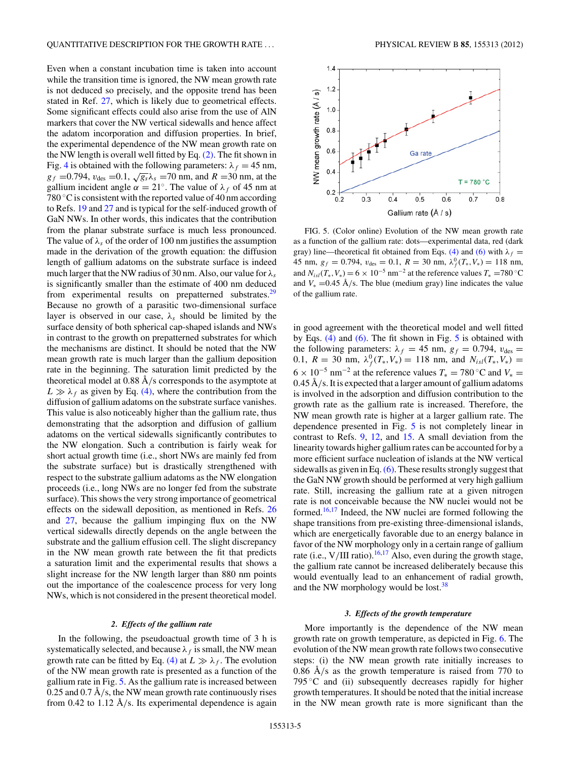Even when a constant incubation time is taken into account while the transition time is ignored, the NW mean growth rate is not deduced so precisely, and the opposite trend has been stated in Ref. 27, which is likely due to geometrical effects. Some significant effects could also arise from the use of AlN markers that cover the NW vertical sidewalls and hence affect the adatom incorporation and diffusion properties. In brief, the experimental dependence of the NW mean growth rate on the NW length is overall well fitted by Eq. (2). The fit shown in Fig. 4 is obtained with the following parameters: $\lambda_f = 45$ nm, $g_f = 0.794$, $v_{\mathrm{des}} = 0.1$, $\sqrt{g_s}\lambda_s = 70$ nm, and $R = 30$ nm, at the gallium incident angle $\alpha = 21^\circ$. The value of $\lambda_f$ of 45 nm at 780 °C is consistent with the reported value of 40 nm according to Refs. 19 and 27 and is typical for the self-induced growth of GaN NWs. In other words, this indicates that the contribution from the planar substrate surface is much less pronounced. The value of $\lambda_s$ of the order of 100 nm justifies the assumption made in the derivation of the growth equation: the diffusion length of gallium adatoms on the substrate surface is indeed much larger than the NW radius of 30 nm. Also, our value for $\lambda_s$ is significantly smaller than the estimate of 400 nm deduced from experimental results on prepatterned substrates.[29] Because no growth of a parasitic two-dimensional surface layer is observed in our case, $\lambda_s$ should be limited by the surface density of both spherical cap-shaped islands and NWs in contrast to the growth on prepatterned substrates for which the mechanisms are distinct. It should be noted that the NW mean growth rate is much larger than the gallium deposition rate in the beginning. The saturation limit predicted by the theoretical model at 0.88 Å/s corresponds to the asymptote at $L \gg \lambda_f$ as given by Eq. (4), where the contribution from the diffusion of gallium adatoms on the substrate surface vanishes. This value is also noticeably higher than the gallium rate, thus demonstrating that the adsorption and diffusion of gallium adatoms on the vertical sidewalls significantly contributes to the NW elongation. Such a contribution is fairly weak for short actual growth time (i.e., short NWs are mainly fed from the substrate surface) but is drastically strengthened with respect to the substrate gallium adatoms as the NW elongation proceeds (i.e., long NWs are no longer fed from the substrate surface). This shows the very strong importance of geometrical effects on the sidewall deposition, as mentioned in Refs. 26 and 27, because the gallium impinging flux on the NW vertical sidewalls directly depends on the angle between the substrate and the gallium effusion cell. The slight discrepancy in the NW mean growth rate between the fit that predicts a saturation limit and the experimental results that shows a slight increase for the NW length larger than 880 nm points out the importance of the coalescence process for very long NWs, which is not considered in the present theoretical model.

#### 2. Effects of the gallium rate

In the following, the pseudoactual growth time of 3 h is systematically selected, and because $\lambda_f$ is small, the NW mean growth rate can be fitted by Eq. (4) at $L \gg \lambda_f$. The evolution of the NW mean growth rate is presented as a function of the gallium rate in Fig. 5. As the gallium rate is increased between 0.25 and 0.7 Å/s, the NW mean growth rate continuously rises from 0.42 to 1.12 Å/s. Its experimental dependence is again in good agreement with the theoretical model and well fitted by Eqs. (4) and (6). The fit shown in Fig. 5 is obtained with the following parameters: $\lambda_f = 45$ nm, $g_f = 0.794$, $v_{\mathrm{des}} = 0.1$, $R = 30$ nm, $\lambda_f^0(T_*,V_*) = 118$ nm, and $N_{isl}(T_*,V_*) = 6 \times 10^{-5}$ nm$^{-2}$ at the reference values $T_* = 780\,^\circ$C and $V_* = 0.45$ Å/s. It is expected that a larger amount of gallium adatoms is involved in the adsorption and diffusion contribution to the growth rate as the gallium rate is increased. Therefore, the NW mean growth rate is higher at a larger gallium rate. The dependence presented in Fig. 5 is not completely linear in contrast to Refs. 9, 12, and 15. A small deviation from the linearity towards higher gallium rates can be accounted for by a more efficient surface nucleation of islands at the NW vertical sidewalls as given in Eq. (6). These results strongly suggest that the GaN NW growth should be performed at very high gallium rate. Still, increasing the gallium rate at a given nitrogen rate is not conceivable because the NW nuclei would not be formed.[16,17] Indeed, the NW nuclei are formed following the shape transitions from pre-existing three-dimensional islands, which are energetically favorable due to an energy balance in favor of the NW morphology only in a certain range of gallium rate (i.e., V/III ratio).[16,17] Also, even during the growth stage, the gallium rate cannot be increased deliberately because this would eventually lead to an enhancement of radial growth, and the NW morphology would be lost.[38]

FIG. 5. (Color online) Evolution of the NW mean growth rate as a function of the gallium rate: dots—experimental data, red (dark gray) line—theoretical fit obtained from Eqs. (4) and (6) with $\lambda_f = 45$ nm, $g_f = 0.794$, $v_{\mathrm{des}} = 0.1$, $R = 30$ nm, $\lambda_f^0(T_*,V_*) = 118$ nm, and $N_{isl}(T_*,V_*) = 6 \times 10^{-5}$ nm$^{-2}$ at the reference values $T_* = 780\,^\circ$C and $V_* = 0.45$ Å/s. The blue (medium gray) line indicates the value of the gallium rate.

#### 3. Effects of the growth temperature

More importantly is the dependence of the NW mean growth rate on growth temperature, as depicted in Fig. 6. The evolution of the NW mean growth rate follows two consecutive steps: (i) the NW mean growth rate initially increases to 0.86 Å/s as the growth temperature is raised from 770 to 795 °C and (ii) subsequently decreases rapidly for higher growth temperatures. It should be noted that the initial increase in the NW mean growth rate is more significant than the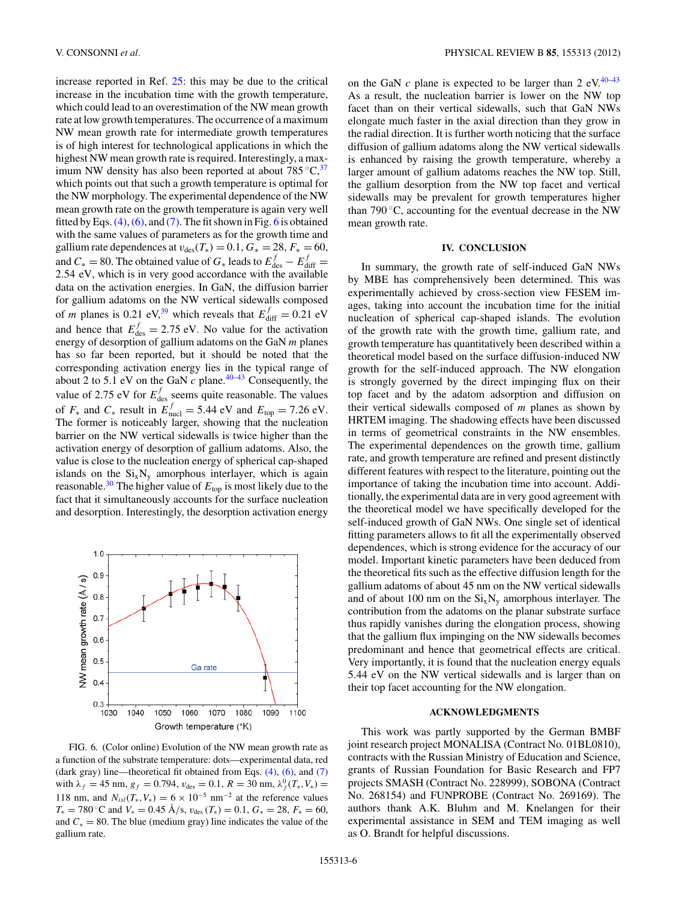increase reported in Ref. 25: this may be due to the critical increase in the incubation time with the growth temperature, which could lead to an overestimation of the NW mean growth rate at low growth temperatures. The occurrence of a maximum NW mean growth rate for intermediate growth temperatures is of high interest for technological applications in which the highest NW mean growth rate is required. Interestingly, a maximum NW density has also been reported at about 785 °C,[37] which points out that such a growth temperature is optimal for the NW morphology. The experimental dependence of the NW mean growth rate on the growth temperature is again very well fitted by Eqs. (4), (6), and (7). The fit shown in Fig. 6 is obtained with the same values of parameters as for the growth time and gallium rate dependences at $v_{des}(T_*) = 0.1$, $G_* = 28$, $F_* = 60$, and $C_* = 80$. The obtained value of $G_*$ leads to $E^f_{des} - E^f_{diff} = 2.54$ eV, which is in very good accordance with the available data on the activation energies. In GaN, the diffusion barrier for gallium adatoms on the NW vertical sidewalls composed of *m* planes is 0.21 eV,[39] which reveals that $E^f_{diff} = 0.21$ eV and hence that $E^f_{des} = 2.75$ eV. No value for the activation energy of desorption of gallium adatoms on the GaN *m* planes has so far been reported, but it should be noted that the corresponding activation energy lies in the typical range of about 2 to 5.1 eV on the GaN *c* plane.[40–43] Consequently, the value of 2.75 eV for $E^f_{des}$ seems quite reasonable. The values of $F_*$ and $C_*$ result in $E^f_{nucl} = 5.44$ eV and $E_{top} = 7.26$ eV. The former is noticeably larger, showing that the nucleation barrier on the NW vertical sidewalls is twice higher than the activation energy of desorption of gallium adatoms. Also, the value is close to the nucleation energy of spherical cap-shaped islands on the $Si_xN_y$ amorphous interlayer, which is again reasonable.[30] The higher value of $E_{top}$ is most likely due to the fact that it simultaneously accounts for the surface nucleation and desorption. Interestingly, the desorption activation energy on the GaN *c* plane is expected to be larger than 2 eV.[40–43] As a result, the nucleation barrier is lower on the NW top facet than on their vertical sidewalls, such that GaN NWs elongate much faster in the axial direction than they grow in the radial direction. It is further worth noticing that the surface diffusion of gallium adatoms along the NW vertical sidewalls is enhanced by raising the growth temperature, whereby a larger amount of gallium adatoms reaches the NW top. Still, the gallium desorption from the NW top facet and vertical sidewalls may be prevalent for growth temperatures higher than 790 °C, accounting for the eventual decrease in the NW mean growth rate.

FIG. 6. (Color online) Evolution of the NW mean growth rate as a function of the substrate temperature: dots—experimental data, red (dark gray) line—theoretical fit obtained from Eqs. (4), (6), and (7) with $\lambda_f = 45$ nm, $g_f = 0.794$, $v_{des} = 0.1$, $R = 30$ nm, $\lambda^0_f(T_*,V_*) = 118$ nm, and $N_{isl}(T_*,V_*) = 6 \times 10^{-5}$ nm$^{-2}$ at the reference values $T_* = 780$ °C and $V_* = 0.45$ Å/s, $v_{des}(T_*) = 0.1$, $G_* = 28$, $F_* = 60$, and $C_* = 80$. The blue (medium gray) line indicates the value of the gallium rate.

## IV. CONCLUSION

In summary, the growth rate of self-induced GaN NWs by MBE has comprehensively been determined. This was experimentally achieved by cross-section view FESEM images, taking into account the incubation time for the initial nucleation of spherical cap-shaped islands. The evolution of the growth rate with the growth time, gallium rate, and growth temperature has quantitatively been described within a theoretical model based on the surface diffusion-induced NW growth for the self-induced approach. The NW elongation is strongly governed by the direct impinging flux on their top facet and by the adatom adsorption and diffusion on their vertical sidewalls composed of *m* planes as shown by HRTEM imaging. The shadowing effects have been discussed in terms of geometrical constraints in the NW ensembles. The experimental dependences on the growth time, gallium rate, and growth temperature are refined and present distinctly different features with respect to the literature, pointing out the importance of taking the incubation time into account. Additionally, the experimental data are in very good agreement with the theoretical model we have specifically developed for the self-induced growth of GaN NWs. One single set of identical fitting parameters allows to fit all the experimentally observed dependences, which is strong evidence for the accuracy of our model. Important kinetic parameters have been deduced from the theoretical fits such as the effective diffusion length for the gallium adatoms of about 45 nm on the NW vertical sidewalls and of about 100 nm on the $Si_xN_y$ amorphous interlayer. The contribution from the adatoms on the planar substrate surface thus rapidly vanishes during the elongation process, showing that the gallium flux impinging on the NW sidewalls becomes predominant and hence that geometrical effects are critical. Very importantly, it is found that the nucleation energy equals 5.44 eV on the NW vertical sidewalls and is larger than on their top facet accounting for the NW elongation.

## ACKNOWLEDGMENTS

This work was partly supported by the German BMBF joint research project MONALISA (Contract No. 01BL0810), contracts with the Russian Ministry of Education and Science, grants of Russian Foundation for Basic Research and FP7 projects SMASH (Contract No. 228999), SOBONA (Contract No. 268154) and FUNPROBE (Contract No. 269169). The authors thank A.K. Bluhm and M. Knelangen for their experimental assistance in SEM and TEM imaging as well as O. Brandt for helpful discussions.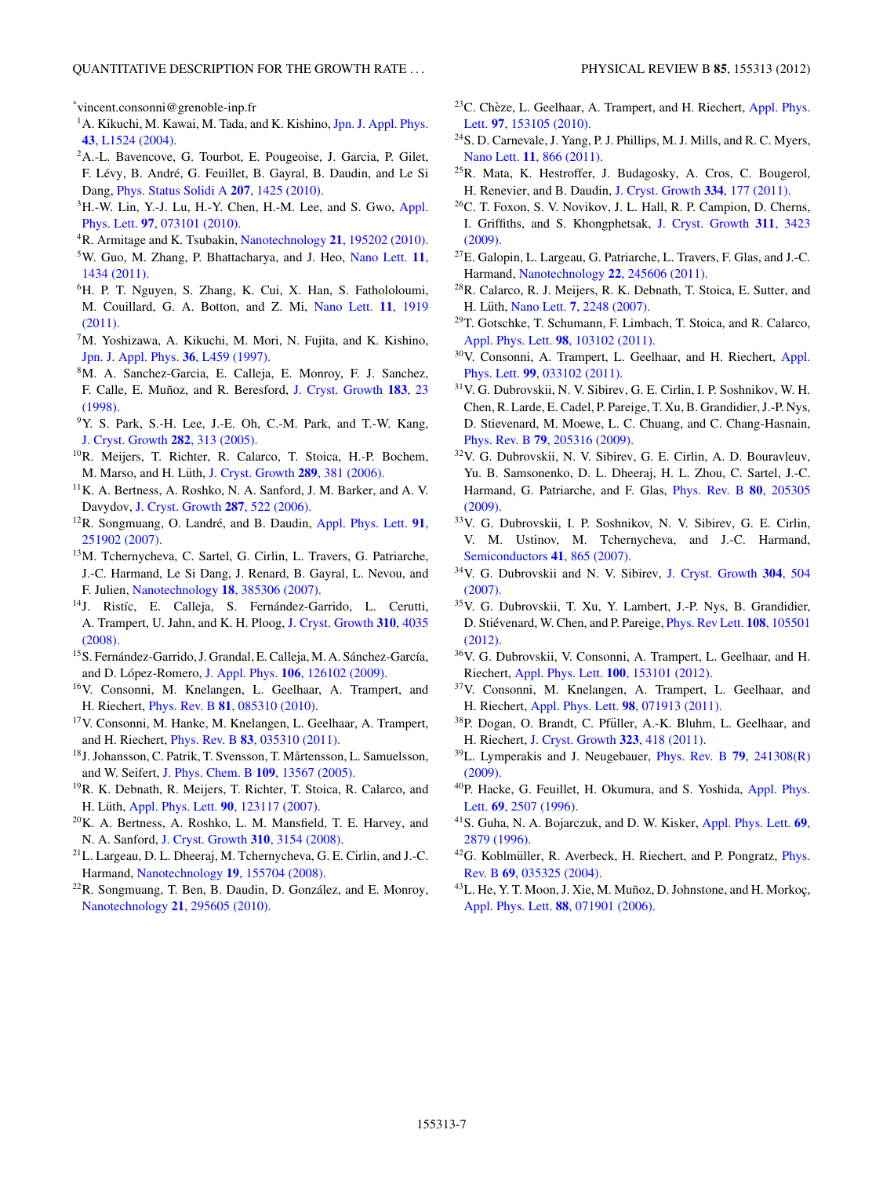*vincent.consonni@grenoble-inp.fr

[1] A. Kikuchi, M. Kawai, M. Tada, and K. Kishino, Jpn. J. Appl. Phys. **43**, L1524 (2004).

[2] A.-L. Bavencove, G. Tourbot, E. Pougeoise, J. Garcia, P. Gilet, F. Lévy, B. André, G. Feuillet, B. Gayral, B. Daudin, and Le Si Dang, Phys. Status Solidi A **207**, 1425 (2010).

[3] H.-W. Lin, Y.-J. Lu, H.-Y. Chen, H.-M. Lee, and S. Gwo, Appl. Phys. Lett. **97**, 073101 (2010).

[4] R. Armitage and K. Tsubakin, Nanotechnology **21**, 195202 (2010).

[5] W. Guo, M. Zhang, P. Bhattacharya, and J. Heo, Nano Lett. **11**, 1434 (2011).

[6] H. P. T. Nguyen, S. Zhang, K. Cui, X. Han, S. Fathololoumi, M. Couillard, G. A. Botton, and Z. Mi, Nano Lett. **11**, 1919 (2011).

[7] M. Yoshizawa, A. Kikuchi, M. Mori, N. Fujita, and K. Kishino, Jpn. J. Appl. Phys. **36**, L459 (1997).

[8] M. A. Sanchez-Garcia, E. Calleja, E. Monroy, F. J. Sanchez, F. Calle, E. Muñoz, and R. Beresford, J. Cryst. Growth **183**, 23 (1998).

[9] Y. S. Park, S.-H. Lee, J.-E. Oh, C.-M. Park, and T.-W. Kang, J. Cryst. Growth **282**, 313 (2005).

[10] R. Meijers, T. Richter, R. Calarco, T. Stoica, H.-P. Bochem, M. Marso, and H. Lüth, J. Cryst. Growth **289**, 381 (2006).

[11] K. A. Bertness, A. Roshko, N. A. Sanford, J. M. Barker, and A. V. Davydov, J. Cryst. Growth **287**, 522 (2006).

[12] R. Songmuang, O. Landré, and B. Daudin, Appl. Phys. Lett. **91**, 251902 (2007).

[13] M. Tchernycheva, C. Sartel, G. Cirlin, L. Travers, G. Patriarche, J.-C. Harmand, Le Si Dang, J. Renard, B. Gayral, L. Nevou, and F. Julien, Nanotechnology **18**, 385306 (2007).

[14] J. Ristíc, E. Calleja, S. Fernández-Garrido, L. Cerutti, A. Trampert, U. Jahn, and K. H. Ploog, J. Cryst. Growth **310**, 4035 (2008).

[15] S. Fernández-Garrido, J. Grandal, E. Calleja, M. A. Sánchez-García, and D. López-Romero, J. Appl. Phys. **106**, 126102 (2009).

[16] V. Consonni, M. Knelangen, L. Geelhaar, A. Trampert, and H. Riechert, Phys. Rev. B **81**, 085310 (2010).

[17] V. Consonni, M. Hanke, M. Knelangen, L. Geelhaar, A. Trampert, and H. Riechert, Phys. Rev. B **83**, 035310 (2011).

[18] J. Johansson, C. Patrik, T. Svensson, T. Mårtensson, L. Samuelsson, and W. Seifert, J. Phys. Chem. B **109**, 13567 (2005).

[19] R. K. Debnath, R. Meijers, T. Richter, T. Stoica, R. Calarco, and H. Lüth, Appl. Phys. Lett. **90**, 123117 (2007).

[20] K. A. Bertness, A. Roshko, L. M. Mansfield, T. E. Harvey, and N. A. Sanford, J. Cryst. Growth **310**, 3154 (2008).

[21] L. Largeau, D. L. Dheeraj, M. Tchernycheva, G. E. Cirlin, and J.-C. Harmand, Nanotechnology **19**, 155704 (2008).

[22] R. Songmuang, T. Ben, B. Daudin, D. González, and E. Monroy, Nanotechnology **21**, 295605 (2010).

[23] C. Chèze, L. Geelhaar, A. Trampert, and H. Riechert, Appl. Phys. Lett. **97**, 153105 (2010).

[24] S. D. Carnevale, J. Yang, P. J. Phillips, M. J. Mills, and R. C. Myers, Nano Lett. **11**, 866 (2011).

[25] R. Mata, K. Hestroffer, J. Budagosky, A. Cros, C. Bougerol, H. Renevier, and B. Daudin, J. Cryst. Growth **334**, 177 (2011).

[26] C. T. Foxon, S. V. Novikov, J. L. Hall, R. P. Campion, D. Cherns, I. Griffiths, and S. Khongphetsak, J. Cryst. Growth **311**, 3423 (2009).

[27] E. Galopin, L. Largeau, G. Patriarche, L. Travers, F. Glas, and J.-C. Harmand, Nanotechnology **22**, 245606 (2011).

[28] R. Calarco, R. J. Meijers, R. K. Debnath, T. Stoica, E. Sutter, and H. Lüth, Nano Lett. **7**, 2248 (2007).

[29] T. Gotschke, T. Schumann, F. Limbach, T. Stoica, and R. Calarco, Appl. Phys. Lett. **98**, 103102 (2011).

[30] V. Consonni, A. Trampert, L. Geelhaar, and H. Riechert, Appl. Phys. Lett. **99**, 033102 (2011).

[31] V. G. Dubrovskii, N. V. Sibirev, G. E. Cirlin, I. P. Soshnikov, W. H. Chen, R. Larde, E. Cadel, P. Pareige, T. Xu, B. Grandidier, J.-P. Nys, D. Stievenard, M. Moewe, L. C. Chuang, and C. Chang-Hasnain, Phys. Rev. B **79**, 205316 (2009).

[32] V. G. Dubrovskii, N. V. Sibirev, G. E. Cirlin, A. D. Bouravleuv, Yu. B. Samsonenko, D. L. Dheeraj, H. L. Zhou, C. Sartel, J.-C. Harmand, G. Patriarche, and F. Glas, Phys. Rev. B **80**, 205305 (2009).

[33] V. G. Dubrovskii, I. P. Soshnikov, N. V. Sibirev, G. E. Cirlin, V. M. Ustinov, M. Tchernycheva, and J.-C. Harmand, Semiconductors **41**, 865 (2007).

[34] V. G. Dubrovskii and N. V. Sibirev, J. Cryst. Growth **304**, 504 (2007).

[35] V. G. Dubrovskii, T. Xu, Y. Lambert, J.-P. Nys, B. Grandidier, D. Stiévenard, W. Chen, and P. Pareige, Phys. Rev Lett. **108**, 105501 (2012).

[36] V. G. Dubrovskii, V. Consonni, A. Trampert, L. Geelhaar, and H. Riechert, Appl. Phys. Lett. **100**, 153101 (2012).

[37] V. Consonni, M. Knelangen, A. Trampert, L. Geelhaar, and H. Riechert, Appl. Phys. Lett. **98**, 071913 (2011).

[38] P. Dogan, O. Brandt, C. Pfüller, A.-K. Bluhm, L. Geelhaar, and H. Riechert, J. Cryst. Growth **323**, 418 (2011).

[39] L. Lymperakis and J. Neugebauer, Phys. Rev. B **79**, 241308(R) (2009).

[40] P. Hacke, G. Feuillet, H. Okumura, and S. Yoshida, Appl. Phys. Lett. **69**, 2507 (1996).

[41] S. Guha, N. A. Bojarczuk, and D. W. Kisker, Appl. Phys. Lett. **69**, 2879 (1996).

[42] G. Koblmüller, R. Averbeck, H. Riechert, and P. Pongratz, Phys. Rev. B **69**, 035325 (2004).

[43] L. He, Y. T. Moon, J. Xie, M. Muñoz, D. Johnstone, and H. Morkoç, Appl. Phys. Lett. **88**, 071901 (2006).